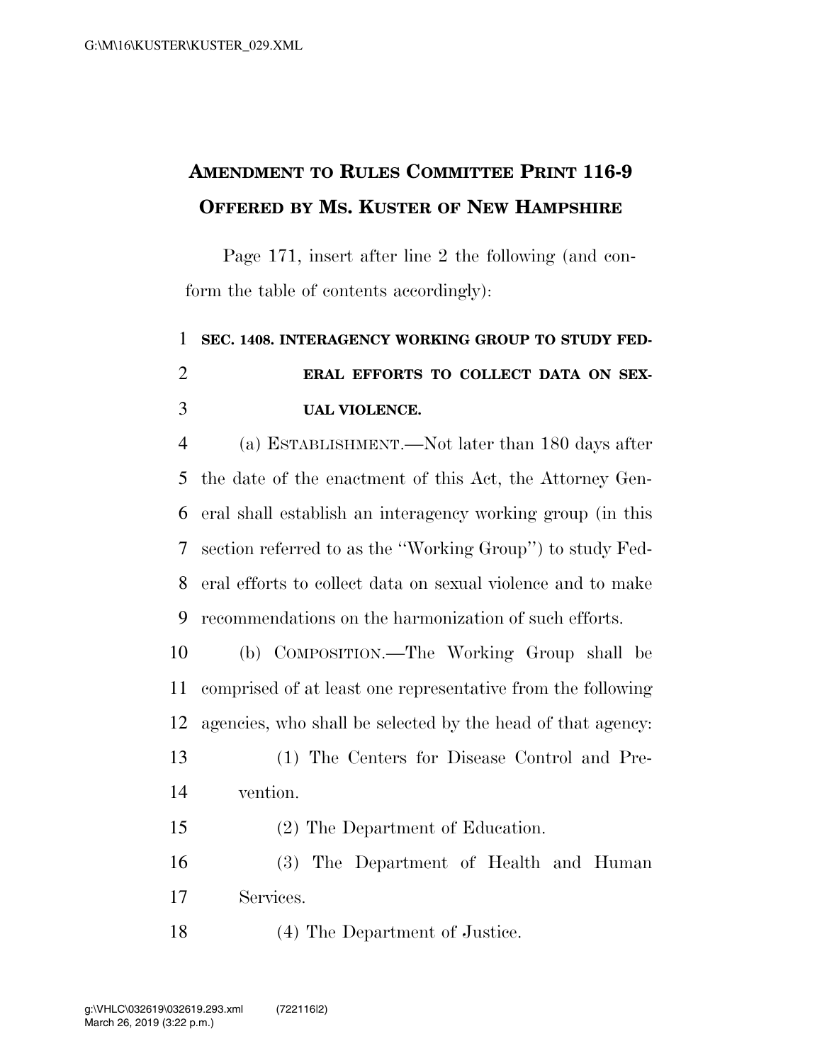# Amendment to Rules Committee Print 116-9
## Offered by Ms. Kuster of New Hampshire

Page 171, insert after line 2 the following (and conform the table of contents accordingly):

**SEC. 1408. INTERAGENCY WORKING GROUP TO STUDY FEDERAL EFFORTS TO COLLECT DATA ON SEXUAL VIOLENCE.**

(a) Establishment.—Not later than 180 days after the date of the enactment of this Act, the Attorney General shall establish an interagency working group (in this section referred to as the "Working Group") to study Federal efforts to collect data on sexual violence and to make recommendations on the harmonization of such efforts.

(b) Composition.—The Working Group shall be comprised of at least one representative from the following agencies, who shall be selected by the head of that agency:

(1) The Centers for Disease Control and Prevention.

(2) The Department of Education.

(3) The Department of Health and Human Services.

(4) The Department of Justice.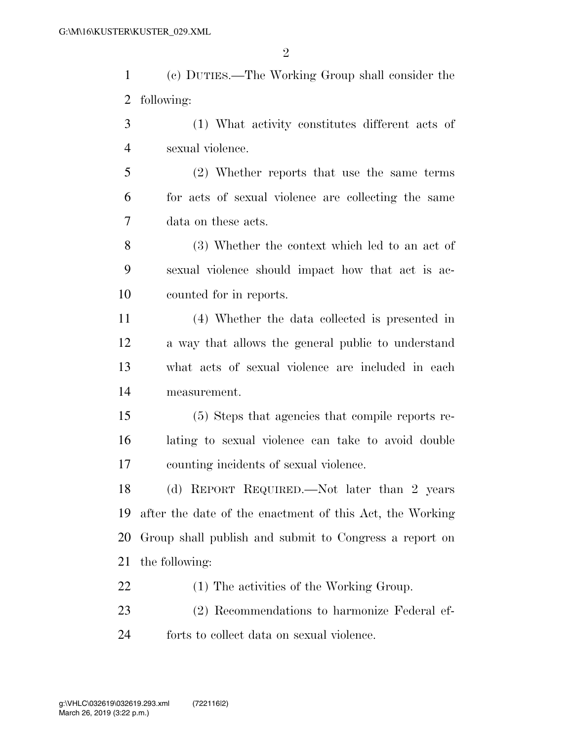(c) DUTIES.—The Working Group shall consider the following:

(1) What activity constitutes different acts of sexual violence.

(2) Whether reports that use the same terms for acts of sexual violence are collecting the same data on these acts.

(3) Whether the context which led to an act of sexual violence should impact how that act is accounted for in reports.

(4) Whether the data collected is presented in a way that allows the general public to understand what acts of sexual violence are included in each measurement.

(5) Steps that agencies that compile reports relating to sexual violence can take to avoid double counting incidents of sexual violence.

(d) REPORT REQUIRED.—Not later than 2 years after the date of the enactment of this Act, the Working Group shall publish and submit to Congress a report on the following:

(1) The activities of the Working Group.

(2) Recommendations to harmonize Federal efforts to collect data on sexual violence.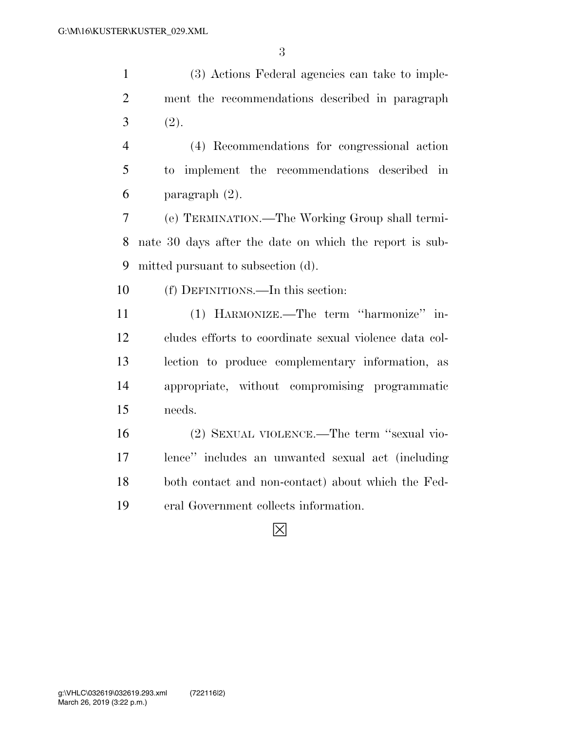(3) Actions Federal agencies can take to implement the recommendations described in paragraph (2).

(4) Recommendations for congressional action to implement the recommendations described in paragraph (2).

(e) TERMINATION.—The Working Group shall terminate 30 days after the date on which the report is submitted pursuant to subsection (d).

(f) DEFINITIONS.—In this section:

(1) HARMONIZE.—The term ''harmonize'' includes efforts to coordinate sexual violence data collection to produce complementary information, as appropriate, without compromising programmatic needs.

(2) SEXUAL VIOLENCE.—The term ''sexual violence'' includes an unwanted sexual act (including both contact and non-contact) about which the Federal Government collects information.

☒